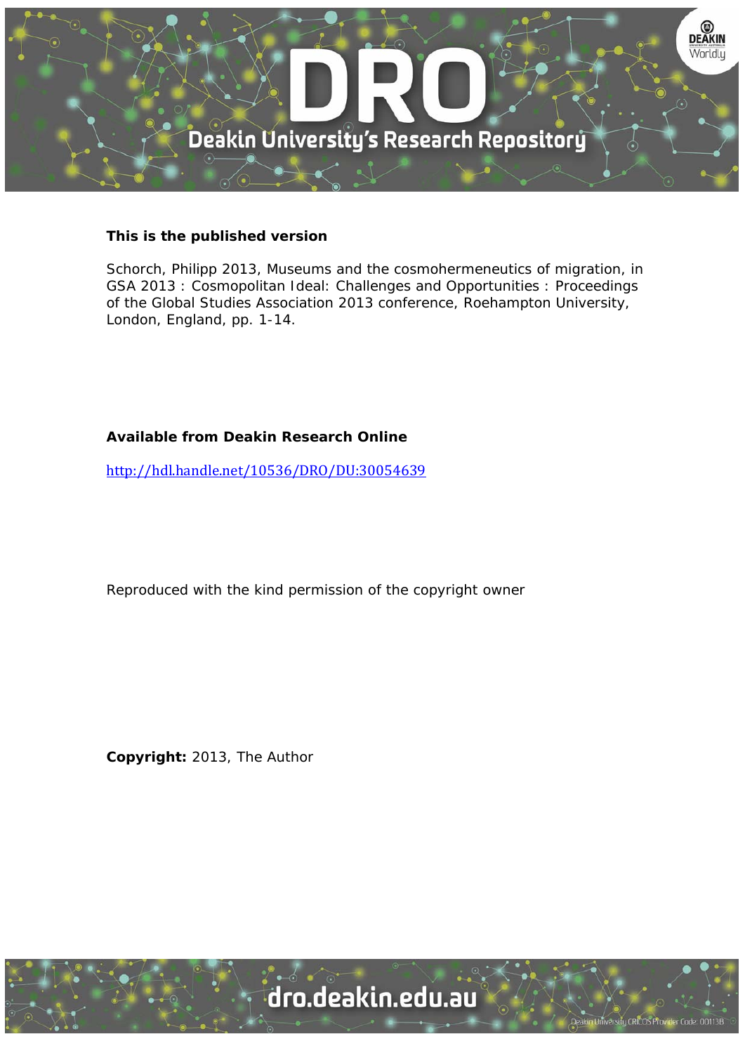**This is the published version**

Schorch, Philipp 2013, Museums and the cosmohermeneutics of migration, in GSA 2013 : Cosmopolitan Ideal: Challenges and Opportunities : Proceedings of the Global Studies Association 2013 conference, Roehampton University, London, England, pp. 1-14.

**Available from Deakin Research Online**

http://hdl.handle.net/10536/DRO/DU:30054639

Reproduced with the kind permission of the copyright owner

**Copyright:** 2013, The Author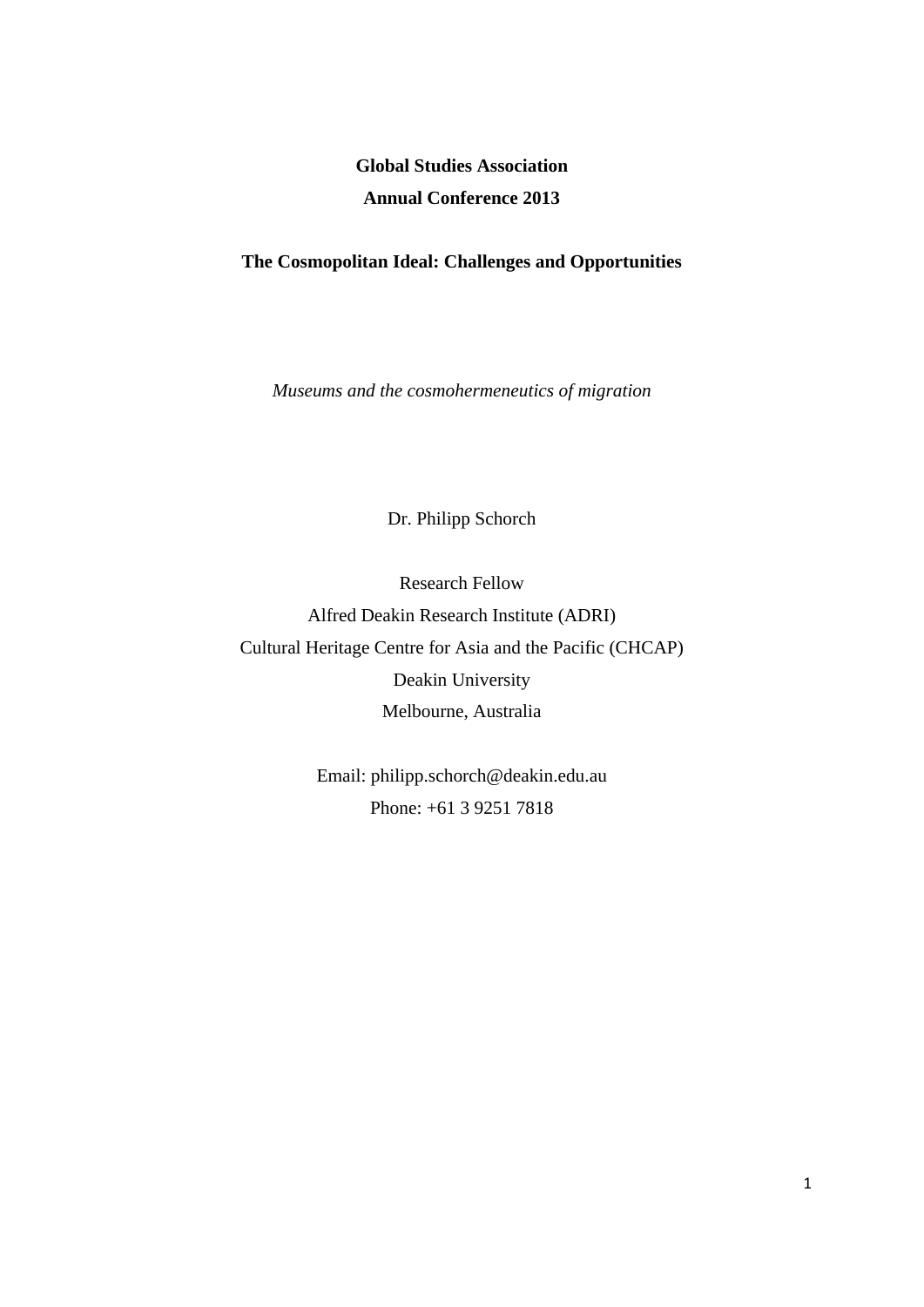**Global Studies Association**

**Annual Conference 2013**

**The Cosmopolitan Ideal: Challenges and Opportunities**

*Museums and the cosmohermeneutics of migration*

Dr. Philipp Schorch

Research Fellow

Alfred Deakin Research Institute (ADRI)

Cultural Heritage Centre for Asia and the Pacific (CHCAP)

Deakin University

Melbourne, Australia

Email: philipp.schorch@deakin.edu.au

Phone: +61 3 9251 7818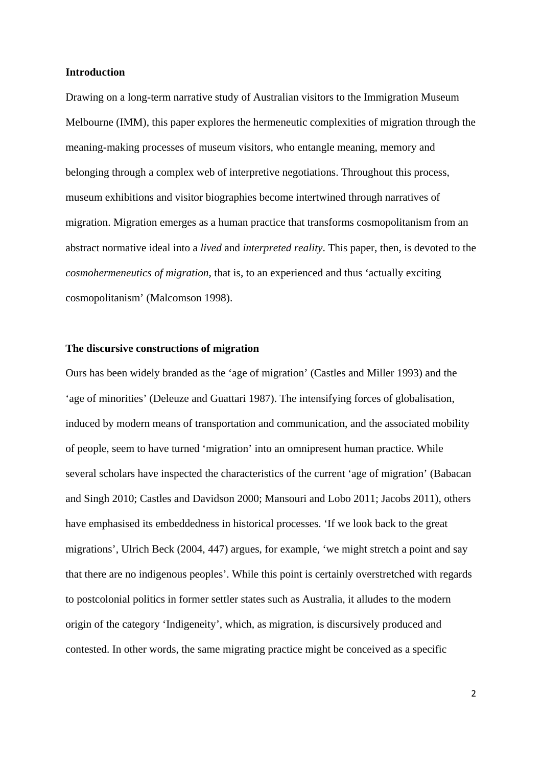## Introduction

Drawing on a long-term narrative study of Australian visitors to the Immigration Museum Melbourne (IMM), this paper explores the hermeneutic complexities of migration through the meaning-making processes of museum visitors, who entangle meaning, memory and belonging through a complex web of interpretive negotiations. Throughout this process, museum exhibitions and visitor biographies become intertwined through narratives of migration. Migration emerges as a human practice that transforms cosmopolitanism from an abstract normative ideal into a *lived* and *interpreted reality*. This paper, then, is devoted to the *cosmohermeneutics of migration*, that is, to an experienced and thus 'actually exciting cosmopolitanism' (Malcomson 1998).

## The discursive constructions of migration

Ours has been widely branded as the 'age of migration' (Castles and Miller 1993) and the 'age of minorities' (Deleuze and Guattari 1987). The intensifying forces of globalisation, induced by modern means of transportation and communication, and the associated mobility of people, seem to have turned 'migration' into an omnipresent human practice. While several scholars have inspected the characteristics of the current 'age of migration' (Babacan and Singh 2010; Castles and Davidson 2000; Mansouri and Lobo 2011; Jacobs 2011), others have emphasised its embeddedness in historical processes. 'If we look back to the great migrations', Ulrich Beck (2004, 447) argues, for example, 'we might stretch a point and say that there are no indigenous peoples'. While this point is certainly overstretched with regards to postcolonial politics in former settler states such as Australia, it alludes to the modern origin of the category 'Indigeneity', which, as migration, is discursively produced and contested. In other words, the same migrating practice might be conceived as a specific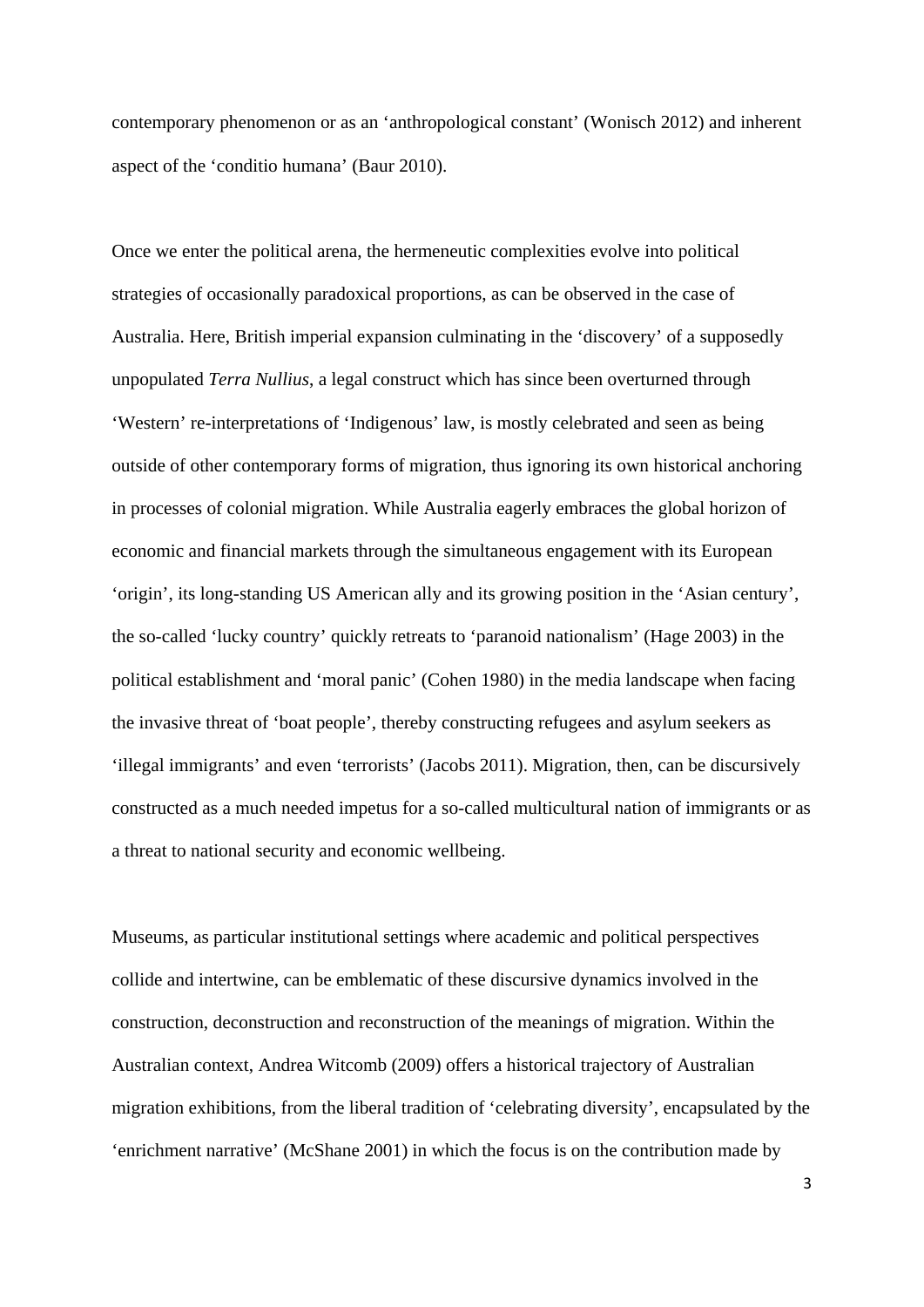contemporary phenomenon or as an 'anthropological constant' (Wonisch 2012) and inherent aspect of the 'conditio humana' (Baur 2010).

Once we enter the political arena, the hermeneutic complexities evolve into political strategies of occasionally paradoxical proportions, as can be observed in the case of Australia. Here, British imperial expansion culminating in the 'discovery' of a supposedly unpopulated *Terra Nullius*, a legal construct which has since been overturned through 'Western' re-interpretations of 'Indigenous' law, is mostly celebrated and seen as being outside of other contemporary forms of migration, thus ignoring its own historical anchoring in processes of colonial migration. While Australia eagerly embraces the global horizon of economic and financial markets through the simultaneous engagement with its European 'origin', its long-standing US American ally and its growing position in the 'Asian century', the so-called 'lucky country' quickly retreats to 'paranoid nationalism' (Hage 2003) in the political establishment and 'moral panic' (Cohen 1980) in the media landscape when facing the invasive threat of 'boat people', thereby constructing refugees and asylum seekers as 'illegal immigrants' and even 'terrorists' (Jacobs 2011). Migration, then, can be discursively constructed as a much needed impetus for a so-called multicultural nation of immigrants or as a threat to national security and economic wellbeing.

Museums, as particular institutional settings where academic and political perspectives collide and intertwine, can be emblematic of these discursive dynamics involved in the construction, deconstruction and reconstruction of the meanings of migration. Within the Australian context, Andrea Witcomb (2009) offers a historical trajectory of Australian migration exhibitions, from the liberal tradition of 'celebrating diversity', encapsulated by the 'enrichment narrative' (McShane 2001) in which the focus is on the contribution made by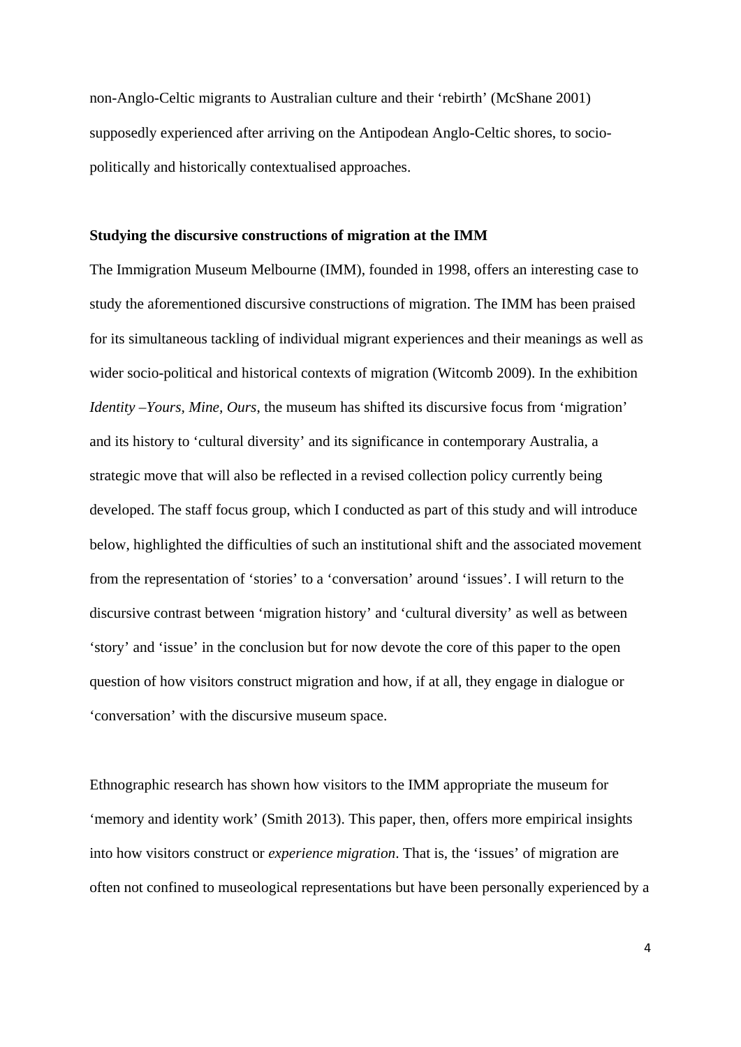non-Anglo-Celtic migrants to Australian culture and their 'rebirth' (McShane 2001) supposedly experienced after arriving on the Antipodean Anglo-Celtic shores, to socio-politically and historically contextualised approaches.

**Studying the discursive constructions of migration at the IMM**

The Immigration Museum Melbourne (IMM), founded in 1998, offers an interesting case to study the aforementioned discursive constructions of migration. The IMM has been praised for its simultaneous tackling of individual migrant experiences and their meanings as well as wider socio-political and historical contexts of migration (Witcomb 2009). In the exhibition *Identity –Yours, Mine, Ours*, the museum has shifted its discursive focus from 'migration' and its history to 'cultural diversity' and its significance in contemporary Australia, a strategic move that will also be reflected in a revised collection policy currently being developed. The staff focus group, which I conducted as part of this study and will introduce below, highlighted the difficulties of such an institutional shift and the associated movement from the representation of 'stories' to a 'conversation' around 'issues'. I will return to the discursive contrast between 'migration history' and 'cultural diversity' as well as between 'story' and 'issue' in the conclusion but for now devote the core of this paper to the open question of how visitors construct migration and how, if at all, they engage in dialogue or 'conversation' with the discursive museum space.

Ethnographic research has shown how visitors to the IMM appropriate the museum for 'memory and identity work' (Smith 2013). This paper, then, offers more empirical insights into how visitors construct or *experience migration*. That is, the 'issues' of migration are often not confined to museological representations but have been personally experienced by a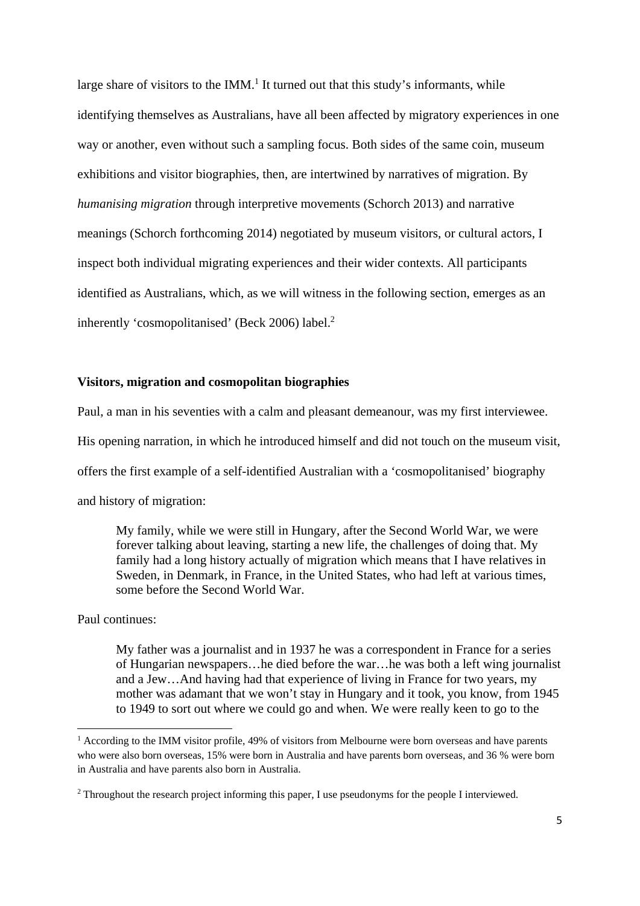large share of visitors to the IMM.[1] It turned out that this study's informants, while identifying themselves as Australians, have all been affected by migratory experiences in one way or another, even without such a sampling focus. Both sides of the same coin, museum exhibitions and visitor biographies, then, are intertwined by narratives of migration. By *humanising migration* through interpretive movements (Schorch 2013) and narrative meanings (Schorch forthcoming 2014) negotiated by museum visitors, or cultural actors, I inspect both individual migrating experiences and their wider contexts. All participants identified as Australians, which, as we will witness in the following section, emerges as an inherently 'cosmopolitanised' (Beck 2006) label.[2]

### Visitors, migration and cosmopolitan biographies

Paul, a man in his seventies with a calm and pleasant demeanour, was my first interviewee. His opening narration, in which he introduced himself and did not touch on the museum visit, offers the first example of a self-identified Australian with a 'cosmopolitanised' biography and history of migration:

> My family, while we were still in Hungary, after the Second World War, we were forever talking about leaving, starting a new life, the challenges of doing that. My family had a long history actually of migration which means that I have relatives in Sweden, in Denmark, in France, in the United States, who had left at various times, some before the Second World War.

Paul continues:

> My father was a journalist and in 1937 he was a correspondent in France for a series of Hungarian newspapers…he died before the war…he was both a left wing journalist and a Jew…And having had that experience of living in France for two years, my mother was adamant that we won't stay in Hungary and it took, you know, from 1945 to 1949 to sort out where we could go and when. We were really keen to go to the

[1] According to the IMM visitor profile, 49% of visitors from Melbourne were born overseas and have parents who were also born overseas, 15% were born in Australia and have parents born overseas, and 36 % were born in Australia and have parents also born in Australia.

[2] Throughout the research project informing this paper, I use pseudonyms for the people I interviewed.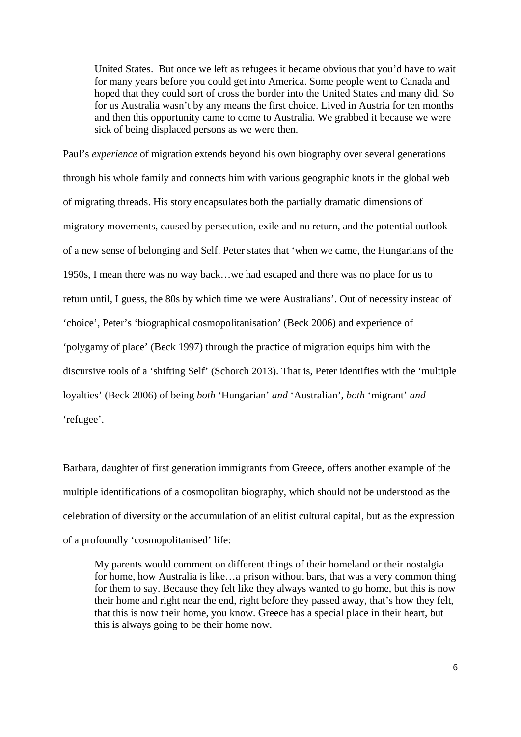> United States. But once we left as refugees it became obvious that you'd have to wait for many years before you could get into America. Some people went to Canada and hoped that they could sort of cross the border into the United States and many did. So for us Australia wasn't by any means the first choice. Lived in Austria for ten months and then this opportunity came to come to Australia. We grabbed it because we were sick of being displaced persons as we were then.

Paul's *experience* of migration extends beyond his own biography over several generations through his whole family and connects him with various geographic knots in the global web of migrating threads. His story encapsulates both the partially dramatic dimensions of migratory movements, caused by persecution, exile and no return, and the potential outlook of a new sense of belonging and Self. Peter states that 'when we came, the Hungarians of the 1950s, I mean there was no way back…we had escaped and there was no place for us to return until, I guess, the 80s by which time we were Australians'. Out of necessity instead of 'choice', Peter's 'biographical cosmopolitanisation' (Beck 2006) and experience of 'polygamy of place' (Beck 1997) through the practice of migration equips him with the discursive tools of a 'shifting Self' (Schorch 2013). That is, Peter identifies with the 'multiple loyalties' (Beck 2006) of being *both* 'Hungarian' *and* 'Australian', *both* 'migrant' *and* 'refugee'.

Barbara, daughter of first generation immigrants from Greece, offers another example of the multiple identifications of a cosmopolitan biography, which should not be understood as the celebration of diversity or the accumulation of an elitist cultural capital, but as the expression of a profoundly 'cosmopolitanised' life:

> My parents would comment on different things of their homeland or their nostalgia for home, how Australia is like…a prison without bars, that was a very common thing for them to say. Because they felt like they always wanted to go home, but this is now their home and right near the end, right before they passed away, that's how they felt, that this is now their home, you know. Greece has a special place in their heart, but this is always going to be their home now.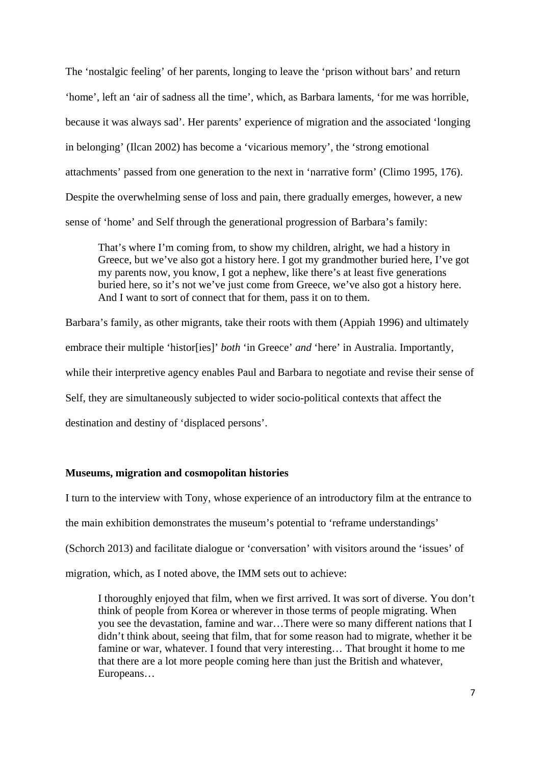The 'nostalgic feeling' of her parents, longing to leave the 'prison without bars' and return 'home', left an 'air of sadness all the time', which, as Barbara laments, 'for me was horrible, because it was always sad'. Her parents' experience of migration and the associated 'longing in belonging' (Ilcan 2002) has become a 'vicarious memory', the 'strong emotional attachments' passed from one generation to the next in 'narrative form' (Climo 1995, 176). Despite the overwhelming sense of loss and pain, there gradually emerges, however, a new sense of 'home' and Self through the generational progression of Barbara's family:

> That's where I'm coming from, to show my children, alright, we had a history in Greece, but we've also got a history here. I got my grandmother buried here, I've got my parents now, you know, I got a nephew, like there's at least five generations buried here, so it's not we've just come from Greece, we've also got a history here. And I want to sort of connect that for them, pass it on to them.

Barbara's family, as other migrants, take their roots with them (Appiah 1996) and ultimately embrace their multiple 'histor[ies]' *both* 'in Greece' *and* 'here' in Australia. Importantly, while their interpretive agency enables Paul and Barbara to negotiate and revise their sense of Self, they are simultaneously subjected to wider socio-political contexts that affect the destination and destiny of 'displaced persons'.

**Museums, migration and cosmopolitan histories**

I turn to the interview with Tony, whose experience of an introductory film at the entrance to the main exhibition demonstrates the museum's potential to 'reframe understandings' (Schorch 2013) and facilitate dialogue or 'conversation' with visitors around the 'issues' of migration, which, as I noted above, the IMM sets out to achieve:

> I thoroughly enjoyed that film, when we first arrived. It was sort of diverse. You don't think of people from Korea or wherever in those terms of people migrating. When you see the devastation, famine and war…There were so many different nations that I didn't think about, seeing that film, that for some reason had to migrate, whether it be famine or war, whatever. I found that very interesting… That brought it home to me that there are a lot more people coming here than just the British and whatever, Europeans…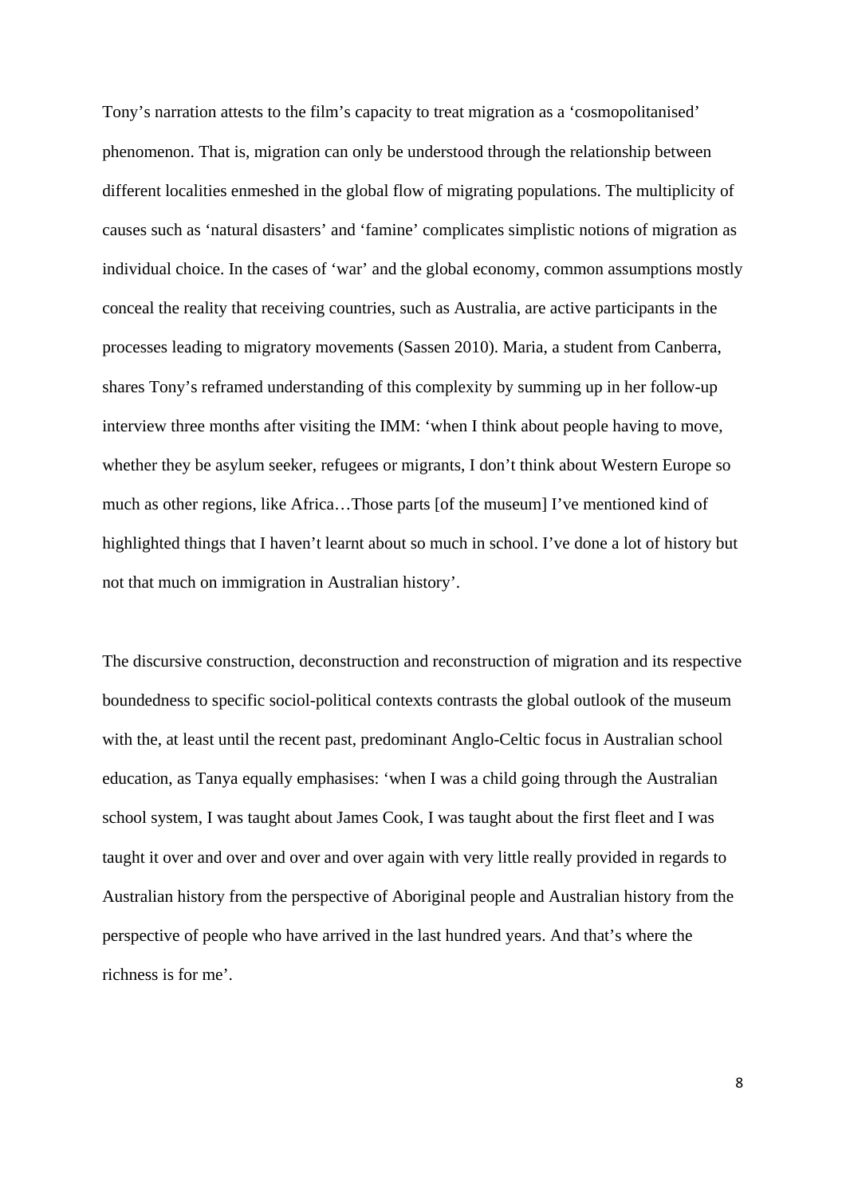Tony's narration attests to the film's capacity to treat migration as a 'cosmopolitanised' phenomenon. That is, migration can only be understood through the relationship between different localities enmeshed in the global flow of migrating populations. The multiplicity of causes such as 'natural disasters' and 'famine' complicates simplistic notions of migration as individual choice. In the cases of 'war' and the global economy, common assumptions mostly conceal the reality that receiving countries, such as Australia, are active participants in the processes leading to migratory movements (Sassen 2010). Maria, a student from Canberra, shares Tony's reframed understanding of this complexity by summing up in her follow-up interview three months after visiting the IMM: 'when I think about people having to move, whether they be asylum seeker, refugees or migrants, I don't think about Western Europe so much as other regions, like Africa…Those parts [of the museum] I've mentioned kind of highlighted things that I haven't learnt about so much in school. I've done a lot of history but not that much on immigration in Australian history'.

The discursive construction, deconstruction and reconstruction of migration and its respective boundedness to specific sociol-political contexts contrasts the global outlook of the museum with the, at least until the recent past, predominant Anglo-Celtic focus in Australian school education, as Tanya equally emphasises: 'when I was a child going through the Australian school system, I was taught about James Cook, I was taught about the first fleet and I was taught it over and over and over and over again with very little really provided in regards to Australian history from the perspective of Aboriginal people and Australian history from the perspective of people who have arrived in the last hundred years. And that's where the richness is for me'.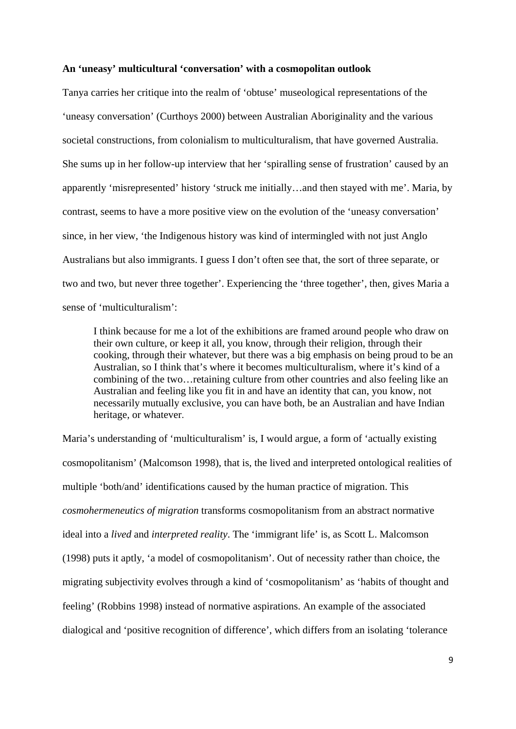**An 'uneasy' multicultural 'conversation' with a cosmopolitan outlook**

Tanya carries her critique into the realm of 'obtuse' museological representations of the 'uneasy conversation' (Curthoys 2000) between Australian Aboriginality and the various societal constructions, from colonialism to multiculturalism, that have governed Australia. She sums up in her follow-up interview that her 'spiralling sense of frustration' caused by an apparently 'misrepresented' history 'struck me initially…and then stayed with me'. Maria, by contrast, seems to have a more positive view on the evolution of the 'uneasy conversation' since, in her view, 'the Indigenous history was kind of intermingled with not just Anglo Australians but also immigrants. I guess I don't often see that, the sort of three separate, or two and two, but never three together'. Experiencing the 'three together', then, gives Maria a sense of 'multiculturalism':

> I think because for me a lot of the exhibitions are framed around people who draw on their own culture, or keep it all, you know, through their religion, through their cooking, through their whatever, but there was a big emphasis on being proud to be an Australian, so I think that's where it becomes multiculturalism, where it's kind of a combining of the two…retaining culture from other countries and also feeling like an Australian and feeling like you fit in and have an identity that can, you know, not necessarily mutually exclusive, you can have both, be an Australian and have Indian heritage, or whatever.

Maria's understanding of 'multiculturalism' is, I would argue, a form of 'actually existing cosmopolitanism' (Malcomson 1998), that is, the lived and interpreted ontological realities of multiple 'both/and' identifications caused by the human practice of migration. This *cosmohermeneutics of migration* transforms cosmopolitanism from an abstract normative ideal into a *lived* and *interpreted reality*. The 'immigrant life' is, as Scott L. Malcomson (1998) puts it aptly, 'a model of cosmopolitanism'. Out of necessity rather than choice, the migrating subjectivity evolves through a kind of 'cosmopolitanism' as 'habits of thought and feeling' (Robbins 1998) instead of normative aspirations. An example of the associated dialogical and 'positive recognition of difference', which differs from an isolating 'tolerance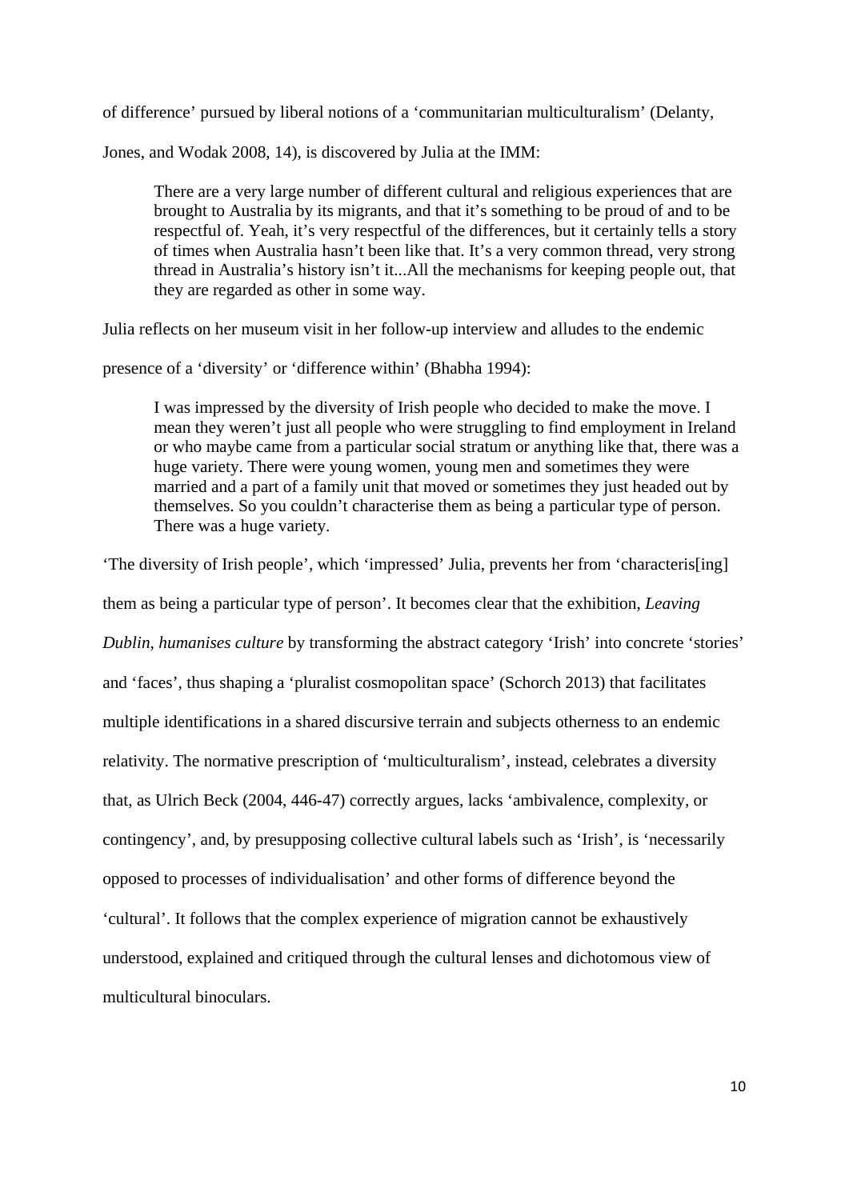of difference' pursued by liberal notions of a 'communitarian multiculturalism' (Delanty, Jones, and Wodak 2008, 14), is discovered by Julia at the IMM:

> There are a very large number of different cultural and religious experiences that are brought to Australia by its migrants, and that it's something to be proud of and to be respectful of. Yeah, it's very respectful of the differences, but it certainly tells a story of times when Australia hasn't been like that. It's a very common thread, very strong thread in Australia's history isn't it...All the mechanisms for keeping people out, that they are regarded as other in some way.

Julia reflects on her museum visit in her follow-up interview and alludes to the endemic presence of a 'diversity' or 'difference within' (Bhabha 1994):

> I was impressed by the diversity of Irish people who decided to make the move. I mean they weren't just all people who were struggling to find employment in Ireland or who maybe came from a particular social stratum or anything like that, there was a huge variety. There were young women, young men and sometimes they were married and a part of a family unit that moved or sometimes they just headed out by themselves. So you couldn't characterise them as being a particular type of person. There was a huge variety.

'The diversity of Irish people', which 'impressed' Julia, prevents her from 'characteris[ing] them as being a particular type of person'. It becomes clear that the exhibition, *Leaving Dublin*, *humanises culture* by transforming the abstract category 'Irish' into concrete 'stories' and 'faces', thus shaping a 'pluralist cosmopolitan space' (Schorch 2013) that facilitates multiple identifications in a shared discursive terrain and subjects otherness to an endemic relativity. The normative prescription of 'multiculturalism', instead, celebrates a diversity that, as Ulrich Beck (2004, 446-47) correctly argues, lacks 'ambivalence, complexity, or contingency', and, by presupposing collective cultural labels such as 'Irish', is 'necessarily opposed to processes of individualisation' and other forms of difference beyond the 'cultural'. It follows that the complex experience of migration cannot be exhaustively understood, explained and critiqued through the cultural lenses and dichotomous view of multicultural binoculars.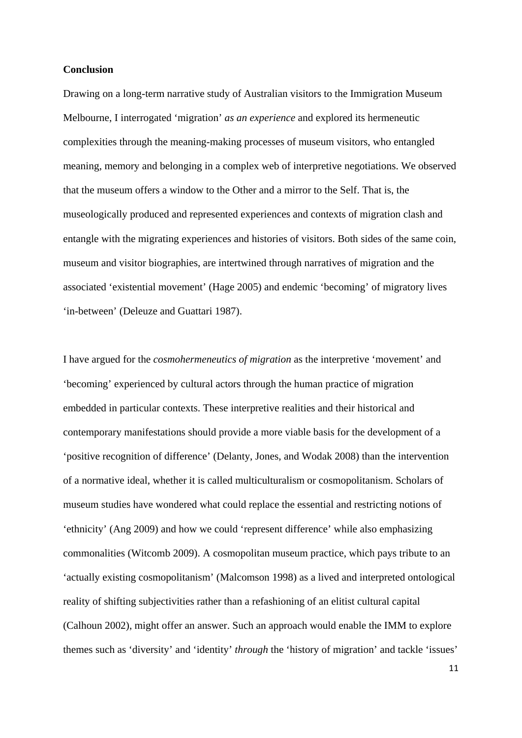**Conclusion**

Drawing on a long-term narrative study of Australian visitors to the Immigration Museum Melbourne, I interrogated 'migration' *as an experience* and explored its hermeneutic complexities through the meaning-making processes of museum visitors, who entangled meaning, memory and belonging in a complex web of interpretive negotiations. We observed that the museum offers a window to the Other and a mirror to the Self. That is, the museologically produced and represented experiences and contexts of migration clash and entangle with the migrating experiences and histories of visitors. Both sides of the same coin, museum and visitor biographies, are intertwined through narratives of migration and the associated 'existential movement' (Hage 2005) and endemic 'becoming' of migratory lives 'in-between' (Deleuze and Guattari 1987).

I have argued for the *cosmohermeneutics of migration* as the interpretive 'movement' and 'becoming' experienced by cultural actors through the human practice of migration embedded in particular contexts. These interpretive realities and their historical and contemporary manifestations should provide a more viable basis for the development of a 'positive recognition of difference' (Delanty, Jones, and Wodak 2008) than the intervention of a normative ideal, whether it is called multiculturalism or cosmopolitanism. Scholars of museum studies have wondered what could replace the essential and restricting notions of 'ethnicity' (Ang 2009) and how we could 'represent difference' while also emphasizing commonalities (Witcomb 2009). A cosmopolitan museum practice, which pays tribute to an 'actually existing cosmopolitanism' (Malcomson 1998) as a lived and interpreted ontological reality of shifting subjectivities rather than a refashioning of an elitist cultural capital (Calhoun 2002), might offer an answer. Such an approach would enable the IMM to explore themes such as 'diversity' and 'identity' *through* the 'history of migration' and tackle 'issues'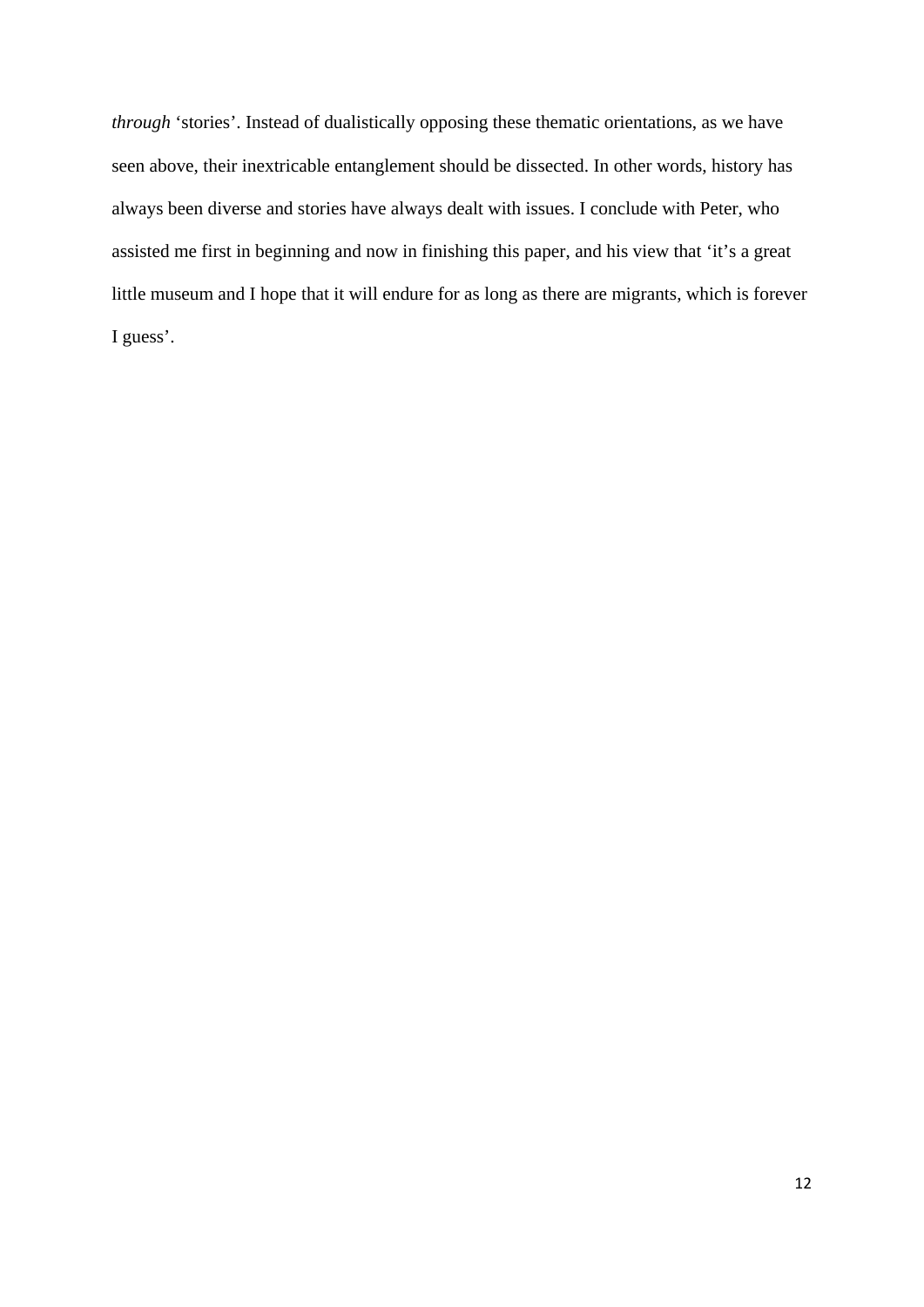*through* 'stories'. Instead of dualistically opposing these thematic orientations, as we have seen above, their inextricable entanglement should be dissected. In other words, history has always been diverse and stories have always dealt with issues. I conclude with Peter, who assisted me first in beginning and now in finishing this paper, and his view that 'it's a great little museum and I hope that it will endure for as long as there are migrants, which is forever I guess'.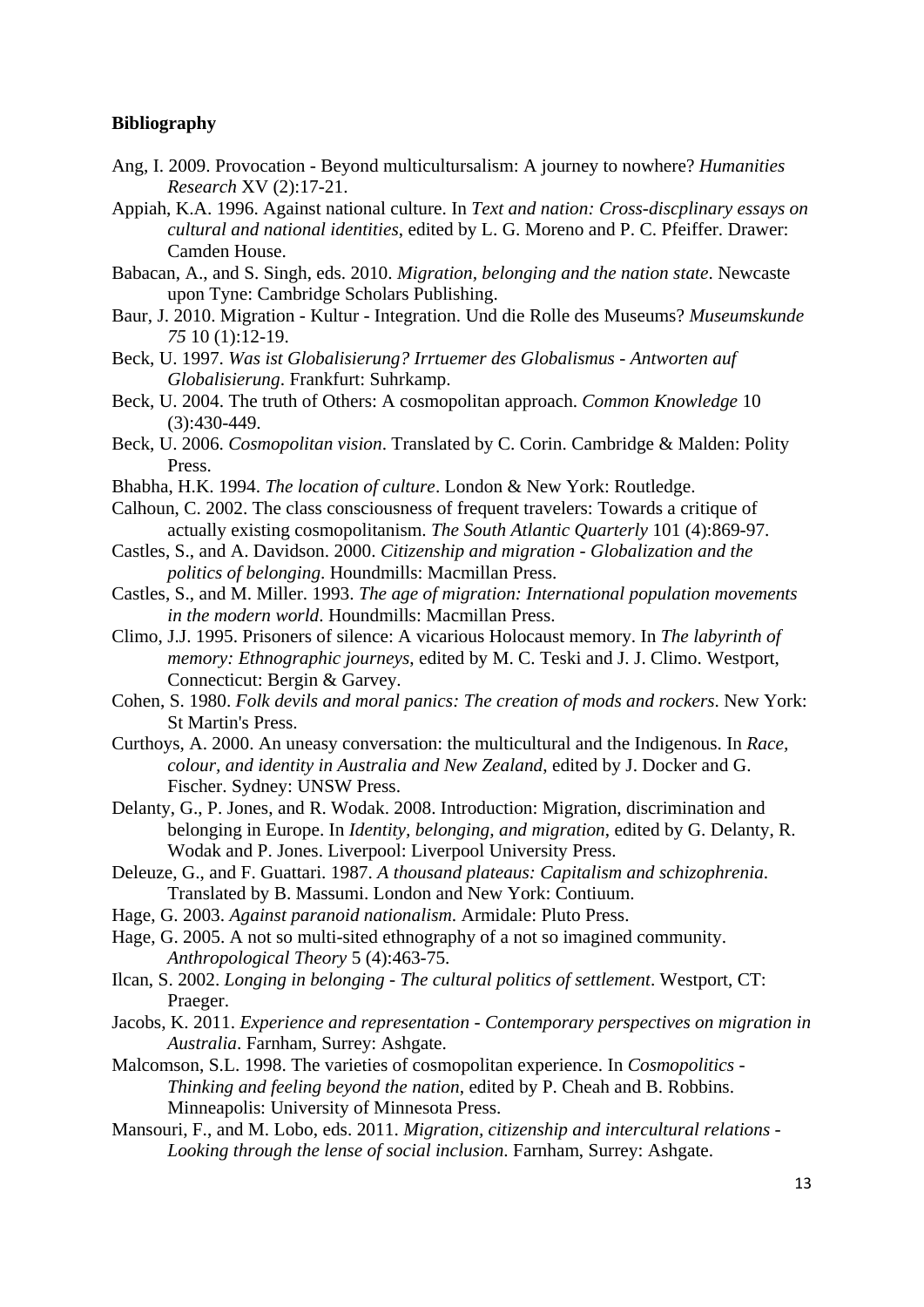**Bibliography**

Ang, I. 2009. Provocation - Beyond multicultursalism: A journey to nowhere? *Humanities Research* XV (2):17-21.

Appiah, K.A. 1996. Against national culture. In *Text and nation: Cross-discplinary essays on cultural and national identities*, edited by L. G. Moreno and P. C. Pfeiffer. Drawer: Camden House.

Babacan, A., and S. Singh, eds. 2010. *Migration, belonging and the nation state*. Newcaste upon Tyne: Cambridge Scholars Publishing.

Baur, J. 2010. Migration - Kultur - Integration. Und die Rolle des Museums? *Museumskunde 75* 10 (1):12-19.

Beck, U. 1997. *Was ist Globalisierung? Irrtuemer des Globalismus - Antworten auf Globalisierung*. Frankfurt: Suhrkamp.

Beck, U. 2004. The truth of Others: A cosmopolitan approach. *Common Knowledge* 10 (3):430-449.

Beck, U. 2006. *Cosmopolitan vision*. Translated by C. Corin. Cambridge & Malden: Polity Press.

Bhabha, H.K. 1994. *The location of culture*. London & New York: Routledge.

Calhoun, C. 2002. The class consciousness of frequent travelers: Towards a critique of actually existing cosmopolitanism. *The South Atlantic Quarterly* 101 (4):869-97.

Castles, S., and A. Davidson. 2000. *Citizenship and migration - Globalization and the politics of belonging*. Houndmills: Macmillan Press.

Castles, S., and M. Miller. 1993. *The age of migration: International population movements in the modern world*. Houndmills: Macmillan Press.

Climo, J.J. 1995. Prisoners of silence: A vicarious Holocaust memory. In *The labyrinth of memory: Ethnographic journeys*, edited by M. C. Teski and J. J. Climo. Westport, Connecticut: Bergin & Garvey.

Cohen, S. 1980. *Folk devils and moral panics: The creation of mods and rockers*. New York: St Martin's Press.

Curthoys, A. 2000. An uneasy conversation: the multicultural and the Indigenous. In *Race, colour, and identity in Australia and New Zealand*, edited by J. Docker and G. Fischer. Sydney: UNSW Press.

Delanty, G., P. Jones, and R. Wodak. 2008. Introduction: Migration, discrimination and belonging in Europe. In *Identity, belonging, and migration*, edited by G. Delanty, R. Wodak and P. Jones. Liverpool: Liverpool University Press.

Deleuze, G., and F. Guattari. 1987. *A thousand plateaus: Capitalism and schizophrenia*. Translated by B. Massumi. London and New York: Contiuum.

Hage, G. 2003. *Against paranoid nationalism*. Armidale: Pluto Press.

Hage, G. 2005. A not so multi-sited ethnography of a not so imagined community. *Anthropological Theory* 5 (4):463-75.

Ilcan, S. 2002. *Longing in belonging - The cultural politics of settlement*. Westport, CT: Praeger.

Jacobs, K. 2011. *Experience and representation - Contemporary perspectives on migration in Australia*. Farnham, Surrey: Ashgate.

Malcomson, S.L. 1998. The varieties of cosmopolitan experience. In *Cosmopolitics - Thinking and feeling beyond the nation*, edited by P. Cheah and B. Robbins. Minneapolis: University of Minnesota Press.

Mansouri, F., and M. Lobo, eds. 2011. *Migration, citizenship and intercultural relations - Looking through the lense of social inclusion*. Farnham, Surrey: Ashgate.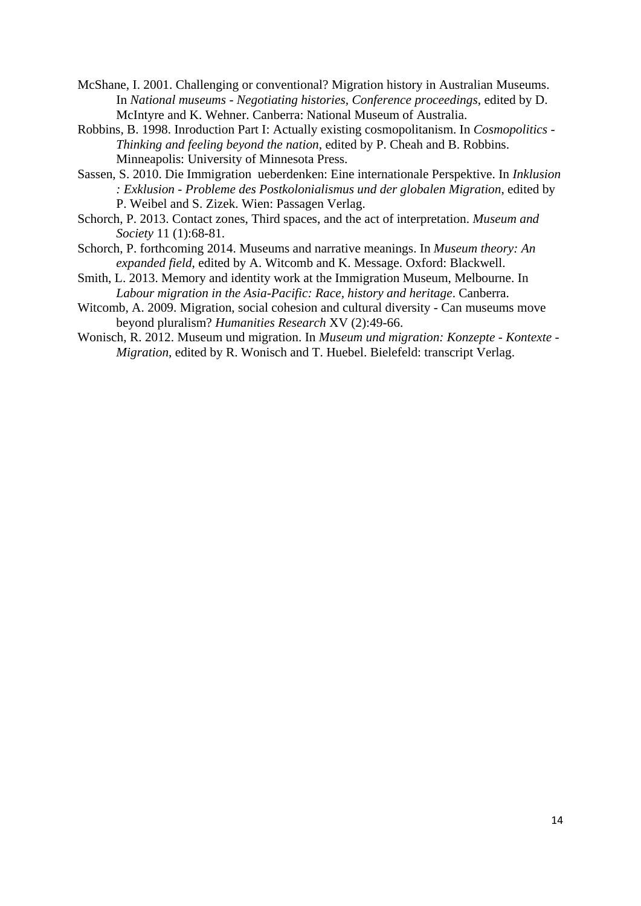McShane, I. 2001. Challenging or conventional? Migration history in Australian Museums. In *National museums - Negotiating histories, Conference proceedings*, edited by D. McIntyre and K. Wehner. Canberra: National Museum of Australia.

Robbins, B. 1998. Inroduction Part I: Actually existing cosmopolitanism. In *Cosmopolitics - Thinking and feeling beyond the nation*, edited by P. Cheah and B. Robbins. Minneapolis: University of Minnesota Press.

Sassen, S. 2010. Die Immigration ueberdenken: Eine internationale Perspektive. In *Inklusion : Exklusion - Probleme des Postkolonialismus und der globalen Migration*, edited by P. Weibel and S. Zizek. Wien: Passagen Verlag.

Schorch, P. 2013. Contact zones, Third spaces, and the act of interpretation. *Museum and Society* 11 (1):68-81.

Schorch, P. forthcoming 2014. Museums and narrative meanings. In *Museum theory: An expanded field*, edited by A. Witcomb and K. Message. Oxford: Blackwell.

Smith, L. 2013. Memory and identity work at the Immigration Museum, Melbourne. In *Labour migration in the Asia-Pacific: Race, history and heritage*. Canberra.

Witcomb, A. 2009. Migration, social cohesion and cultural diversity - Can museums move beyond pluralism? *Humanities Research* XV (2):49-66.

Wonisch, R. 2012. Museum und migration. In *Museum und migration: Konzepte - Kontexte - Migration*, edited by R. Wonisch and T. Huebel. Bielefeld: transcript Verlag.